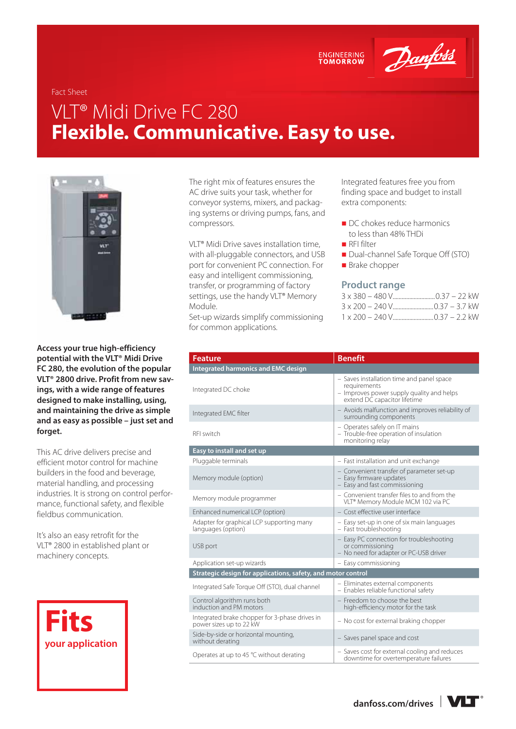ENGINEERING TOMORROW

Fact Sheet

# VLT® Midi Drive FC 280
# Flexible. Communicative. Easy to use.

**Access your true high-efficiency potential with the VLT® Midi Drive FC 280, the evolution of the popular VLT® 2800 drive. Profit from new savings, with a wide range of features designed to make installing, using, and maintaining the drive as simple and as easy as possible – just set and forget.**

This AC drive delivers precise and efficient motor control for machine builders in the food and beverage, material handling, and processing industries. It is strong on control performance, functional safety, and flexible fieldbus communication.

It's also an easy retrofit for the VLT® 2800 in established plant or machinery concepts.

The right mix of features ensures the AC drive suits your task, whether for conveyor systems, mixers, and packaging systems or driving pumps, fans, and compressors.

VLT® Midi Drive saves installation time, with all-pluggable connectors, and USB port for convenient PC connection. For easy and intelligent commissioning, transfer, or programming of factory settings, use the handy VLT® Memory Module.
Set-up wizards simplify commissioning for common applications.

Integrated features free you from finding space and budget to install extra components:

- DC chokes reduce harmonics to less than 48% THDi
- RFI filter
- Dual-channel Safe Torque Off (STO)
- Brake chopper

## Product range

3 x 380 – 480 V ........ 0.37 – 22 kW
3 x 200 – 240 V ........ 0.37 – 3.7 kW
1 x 200 – 240 V ........ 0.37 – 2.2 kW

| Feature | Benefit |
|---|---|
| **Integrated harmonics and EMC design** | |
| Integrated DC choke | – Saves installation time and panel space requirements<br>– Improves power supply quality and helps extend DC capacitor lifetime |
| Integrated EMC filter | – Avoids malfunction and improves reliability of surrounding components |
| RFI switch | – Operates safely on IT mains<br>– Trouble-free operation of insulation monitoring relay |
| **Easy to install and set up** | |
| Pluggable terminals | – Fast installation and unit exchange |
| Memory module (option) | – Convenient transfer of parameter set-up<br>– Easy firmware updates<br>– Easy and fast commissioning |
| Memory module programmer | – Convenient transfer files to and from the VLT® Memory Module MCM 102 via PC |
| Enhanced numerical LCP (option) | – Cost effective user interface |
| Adapter for graphical LCP supporting many languages (option) | – Easy set-up in one of six main languages<br>– Fast troubleshooting |
| USB port | – Easy PC connection for troubleshooting or commissioning<br>– No need for adapter or PC-USB driver |
| Application set-up wizards | – Easy commissioning |
| **Strategic design for applications, safety, and motor control** | |
| Integrated Safe Torque Off (STO), dual channel | – Eliminates external components<br>– Enables reliable functional safety |
| Control algorithm runs both induction and PM motors | – Freedom to choose the best high-efficiency motor for the task |
| Integrated brake chopper for 3-phase drives in power sizes up to 22 kW | – No cost for external braking chopper |
| Side-by-side or horizontal mounting, without derating | – Saves panel space and cost |
| Operates at up to 45 °C without derating | – Saves cost for external cooling and reduces downtime for overtemperature failures |

**Fits**
**your application**

danfoss.com/drives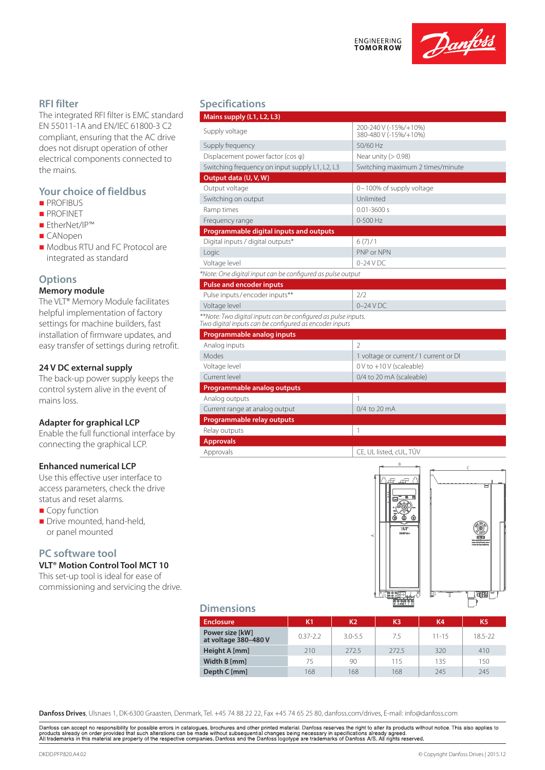## RFI filter

The integrated RFI filter is EMC standard EN 55011-1A and EN/IEC 61800-3 C2 compliant, ensuring that the AC drive does not disrupt operation of other electrical components connected to the mains.

## Your choice of fieldbus

- PROFIBUS
- PROFINET
- EtherNet/IP™
- CANopen
- Modbus RTU and FC Protocol are integrated as standard

## Options

### Memory module

The VLT® Memory Module facilitates helpful implementation of factory settings for machine builders, fast installation of firmware updates, and easy transfer of settings during retrofit.

### 24 V DC external supply

The back-up power supply keeps the control system alive in the event of mains loss.

### Adapter for graphical LCP

Enable the full functional interface by connecting the graphical LCP.

### Enhanced numerical LCP

Use this effective user interface to access parameters, check the drive status and reset alarms.

- Copy function
- Drive mounted, hand-held, or panel mounted

## PC software tool

### VLT® Motion Control Tool MCT 10

This set-up tool is ideal for ease of commissioning and servicing the drive.

## Specifications

| | |
|---|---|
| **Mains supply (L1, L2, L3)** | |
| Supply voltage | 200-240 V (-15%/+10%)<br>380-480 V (-15%/+10%) |
| Supply frequency | 50/60 Hz |
| Displacement power factor (cos φ) | Near unity (> 0.98) |
| Switching frequency on input supply L1, L2, L3 | Switching maximum 2 times/minute |
| **Output data (U, V, W)** | |
| Output voltage | 0–100% of supply voltage |
| Switching on output | Unlimited |
| Ramp times | 0.01-3600 s |
| Frequency range | 0-500 Hz |
| **Programmable digital inputs and outputs** | |
| Digital inputs / digital outputs* | 6 (7) / 1 |
| Logic | PNP or NPN |
| Voltage level | 0-24 V DC |

*\*Note: One digital input can be configured as pulse output*

| | |
|---|---|
| **Pulse and encoder inputs** | |
| Pulse inputs / encoder inputs** | 2/2 |
| Voltage level | 0–24 V DC |

*\*\*Note: Two digital inputs can be configured as pulse inputs. Two digital inputs can be configured as encoder inputs*

| | |
|---|---|
| **Programmable analog inputs** | |
| Analog inputs | 2 |
| Modes | 1 voltage or current / 1 current or DI |
| Voltage level | 0 V to +10 V (scaleable) |
| Current level | 0/4 to 20 mA (scaleable) |
| **Programmable analog outputs** | |
| Analog outputs | 1 |
| Current range at analog output | 0/4 to 20 mA |
| **Programmable relay outputs** | |
| Relay outputs | 1 |
| **Approvals** | |
| Approvals | CE, UL listed, cUL, TÜV |

## Dimensions

| Enclosure | K1 | K2 | K3 | K4 | K5 |
|---|---|---|---|---|---|
| **Power size [kW] at voltage 380–480 V** | 0.37-2.2 | 3.0-5.5 | 7.5 | 11-15 | 18.5-22 |
| **Height A [mm]** | 210 | 272.5 | 272.5 | 320 | 410 |
| **Width B [mm]** | 75 | 90 | 115 | 135 | 150 |
| **Depth C [mm]** | 168 | 168 | 168 | 245 | 245 |

**Danfoss Drives**, Ulsnaes 1, DK-6300 Graasten, Denmark, Tel. +45 74 88 22 22, Fax +45 74 65 25 80, danfoss.com/drives, E-mail: info@danfoss.com

Danfoss can accept no responsibility for possible errors in catalogues, brochures and other printed material. Danfoss reserves the right to alter its products without notice. This also applies to products already on order provided that such alterations can be made without subsequential changes being necessary in specifications already agreed.
All trademarks in this material are property of the respective companies. Danfoss and the Danfoss logotype are trademarks of Danfoss A/S. All rights reserved.

DKDD.PFP.820.A4.02 © Copyright Danfoss Drives | 2015.12